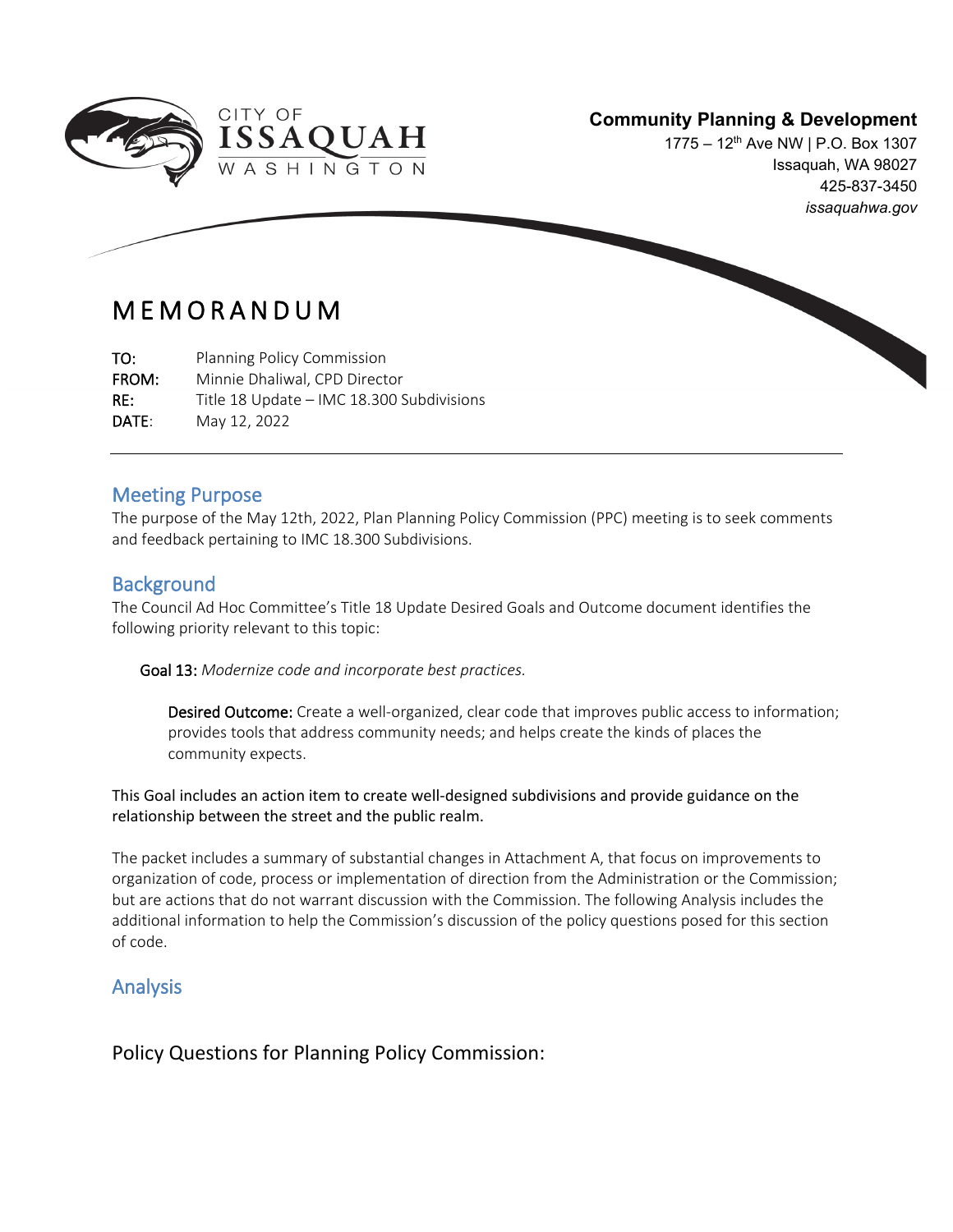CITY OF
ISSAQUAH
WASHINGTON

**Community Planning & Development**
1775 – 12th Ave NW | P.O. Box 1307
Issaquah, WA 98027
425-837-3450
*issaquahwa.gov*

# MEMORANDUM

**TO:** Planning Policy Commission
**FROM:** Minnie Dhaliwal, CPD Director
**RE:** Title 18 Update – IMC 18.300 Subdivisions
**DATE:** May 12, 2022

## Meeting Purpose

The purpose of the May 12th, 2022, Plan Planning Policy Commission (PPC) meeting is to seek comments and feedback pertaining to IMC 18.300 Subdivisions.

## Background

The Council Ad Hoc Committee's Title 18 Update Desired Goals and Outcome document identifies the following priority relevant to this topic:

**Goal 13:** *Modernize code and incorporate best practices.*

**Desired Outcome:** Create a well-organized, clear code that improves public access to information; provides tools that address community needs; and helps create the kinds of places the community expects.

This Goal includes an action item to create well-designed subdivisions and provide guidance on the relationship between the street and the public realm.

The packet includes a summary of substantial changes in Attachment A, that focus on improvements to organization of code, process or implementation of direction from the Administration or the Commission; but are actions that do not warrant discussion with the Commission. The following Analysis includes the additional information to help the Commission's discussion of the policy questions posed for this section of code.

## Analysis

### Policy Questions for Planning Policy Commission: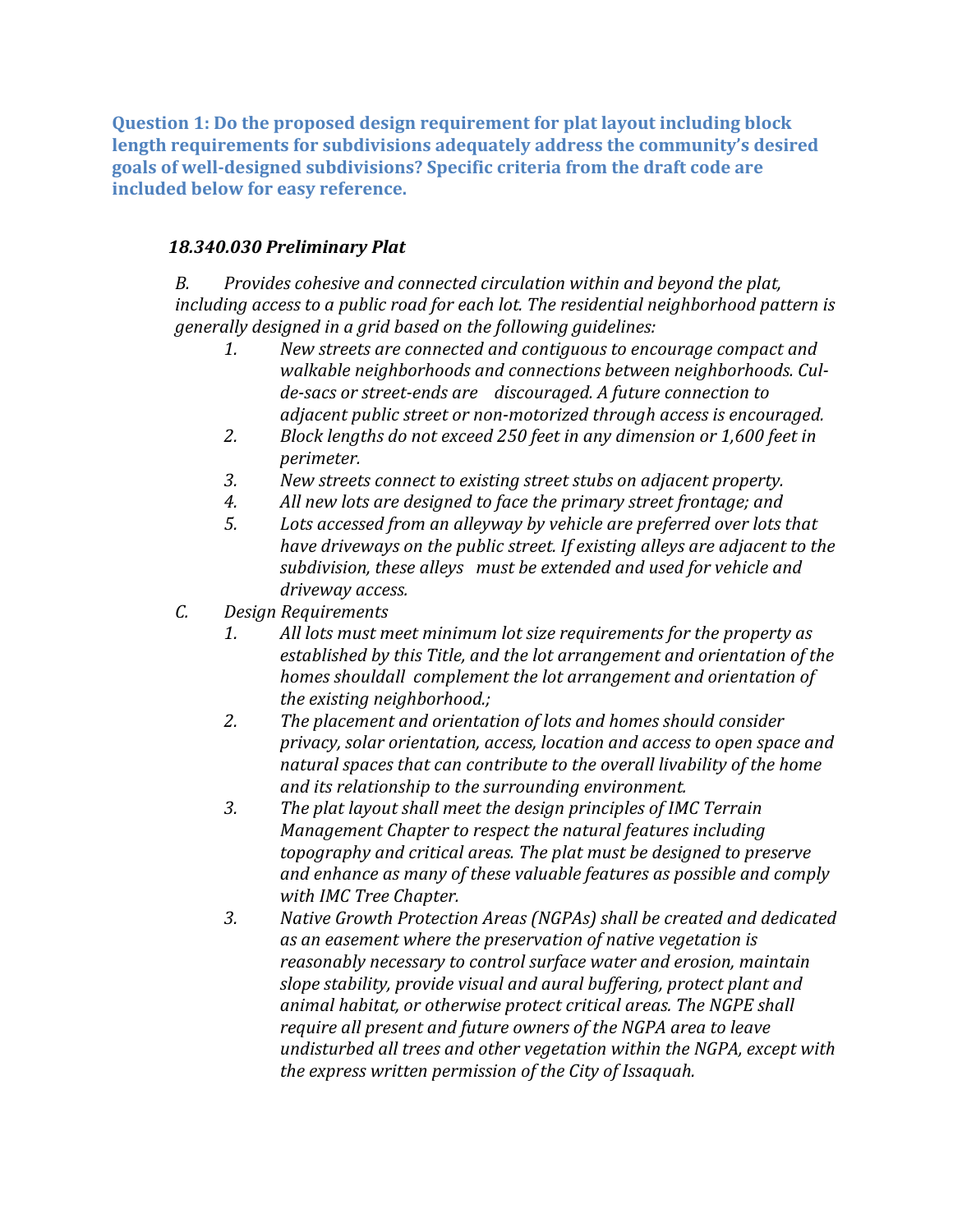**Question 1: Do the proposed design requirement for plat layout including block length requirements for subdivisions adequately address the community's desired goals of well-designed subdivisions? Specific criteria from the draft code are included below for easy reference.**

***18.340.030 Preliminary Plat***

*B. Provides cohesive and connected circulation within and beyond the plat, including access to a public road for each lot. The residential neighborhood pattern is generally designed in a grid based on the following guidelines:*

1. *New streets are connected and contiguous to encourage compact and walkable neighborhoods and connections between neighborhoods. Cul-de-sacs or street-ends are discouraged. A future connection to adjacent public street or non-motorized through access is encouraged.*
2. *Block lengths do not exceed 250 feet in any dimension or 1,600 feet in perimeter.*
3. *New streets connect to existing street stubs on adjacent property.*
4. *All new lots are designed to face the primary street frontage; and*
5. *Lots accessed from an alleyway by vehicle are preferred over lots that have driveways on the public street. If existing alleys are adjacent to the subdivision, these alleys must be extended and used for vehicle and driveway access.*

*C. Design Requirements*

1. *All lots must meet minimum lot size requirements for the property as established by this Title, and the lot arrangement and orientation of the homes shouldall complement the lot arrangement and orientation of the existing neighborhood.;*
2. *The placement and orientation of lots and homes should consider privacy, solar orientation, access, location and access to open space and natural spaces that can contribute to the overall livability of the home and its relationship to the surrounding environment.*
3. *The plat layout shall meet the design principles of IMC Terrain Management Chapter to respect the natural features including topography and critical areas. The plat must be designed to preserve and enhance as many of these valuable features as possible and comply with IMC Tree Chapter.*
3. *Native Growth Protection Areas (NGPAs) shall be created and dedicated as an easement where the preservation of native vegetation is reasonably necessary to control surface water and erosion, maintain slope stability, provide visual and aural buffering, protect plant and animal habitat, or otherwise protect critical areas. The NGPE shall require all present and future owners of the NGPA area to leave undisturbed all trees and other vegetation within the NGPA, except with the express written permission of the City of Issaquah.*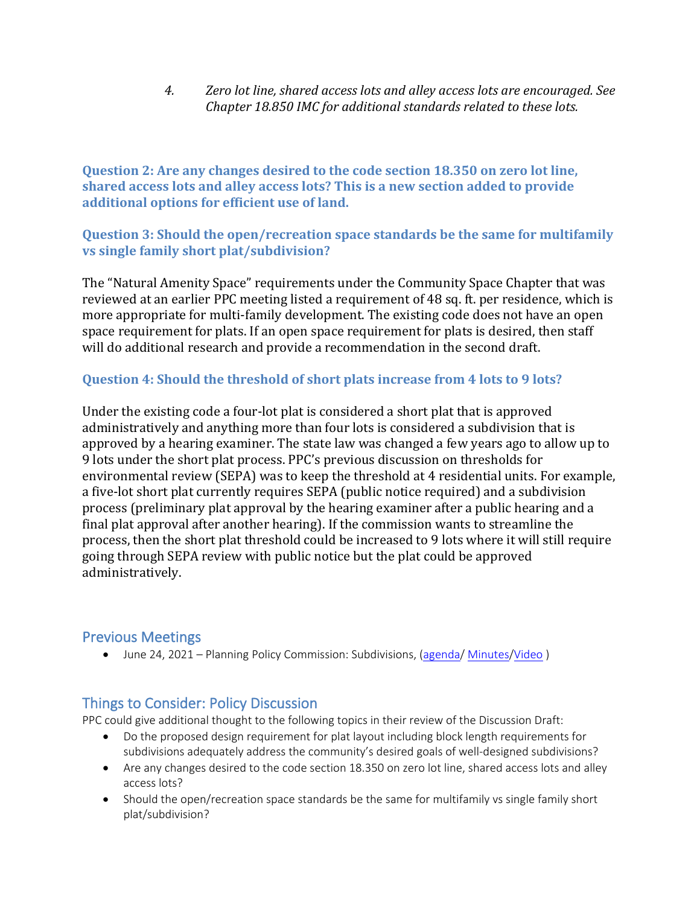4. *Zero lot line, shared access lots and alley access lots are encouraged. See Chapter 18.850 IMC for additional standards related to these lots.*

### Question 2: Are any changes desired to the code section 18.350 on zero lot line, shared access lots and alley access lots? This is a new section added to provide additional options for efficient use of land.

### Question 3: Should the open/recreation space standards be the same for multifamily vs single family short plat/subdivision?

The "Natural Amenity Space" requirements under the Community Space Chapter that was reviewed at an earlier PPC meeting listed a requirement of 48 sq. ft. per residence, which is more appropriate for multi-family development. The existing code does not have an open space requirement for plats. If an open space requirement for plats is desired, then staff will do additional research and provide a recommendation in the second draft.

### Question 4: Should the threshold of short plats increase from 4 lots to 9 lots?

Under the existing code a four-lot plat is considered a short plat that is approved administratively and anything more than four lots is considered a subdivision that is approved by a hearing examiner. The state law was changed a few years ago to allow up to 9 lots under the short plat process. PPC's previous discussion on thresholds for environmental review (SEPA) was to keep the threshold at 4 residential units. For example, a five-lot short plat currently requires SEPA (public notice required) and a subdivision process (preliminary plat approval by the hearing examiner after a public hearing and a final plat approval after another hearing). If the commission wants to streamline the process, then the short plat threshold could be increased to 9 lots where it will still require going through SEPA review with public notice but the plat could be approved administratively.

## Previous Meetings

- June 24, 2021 – Planning Policy Commission: Subdivisions, (agenda/ Minutes/Video )

## Things to Consider: Policy Discussion

PPC could give additional thought to the following topics in their review of the Discussion Draft:

- Do the proposed design requirement for plat layout including block length requirements for subdivisions adequately address the community's desired goals of well-designed subdivisions?
- Are any changes desired to the code section 18.350 on zero lot line, shared access lots and alley access lots?
- Should the open/recreation space standards be the same for multifamily vs single family short plat/subdivision?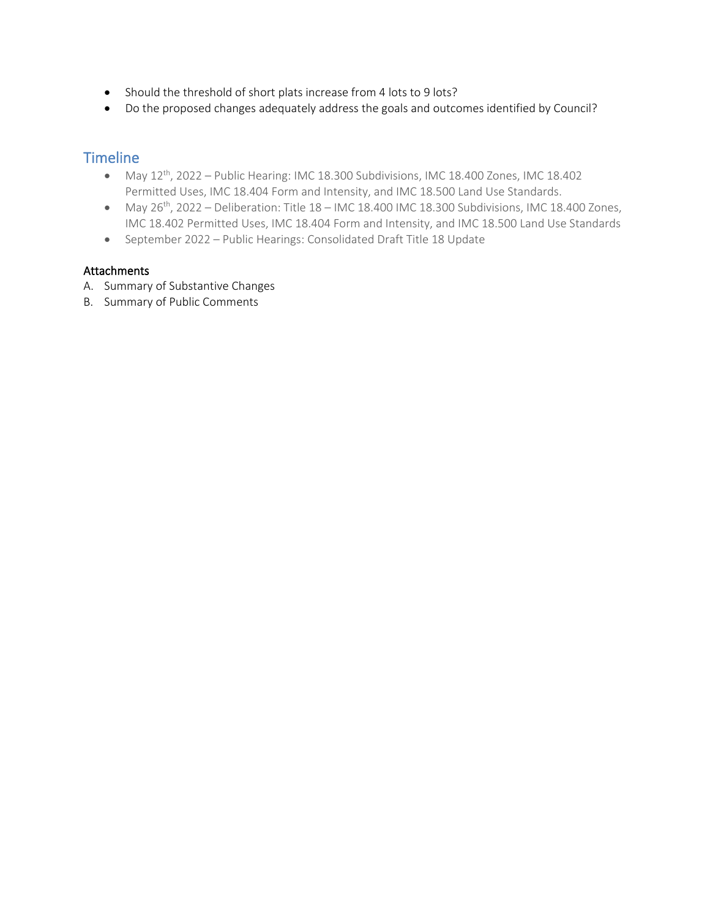- Should the threshold of short plats increase from 4 lots to 9 lots?
- Do the proposed changes adequately address the goals and outcomes identified by Council?

## Timeline

- May 12th, 2022 – Public Hearing: IMC 18.300 Subdivisions, IMC 18.400 Zones, IMC 18.402 Permitted Uses, IMC 18.404 Form and Intensity, and IMC 18.500 Land Use Standards.
- May 26th, 2022 – Deliberation: Title 18 – IMC 18.400 IMC 18.300 Subdivisions, IMC 18.400 Zones, IMC 18.402 Permitted Uses, IMC 18.404 Form and Intensity, and IMC 18.500 Land Use Standards
- September 2022 – Public Hearings: Consolidated Draft Title 18 Update

### Attachments

A. Summary of Substantive Changes
B. Summary of Public Comments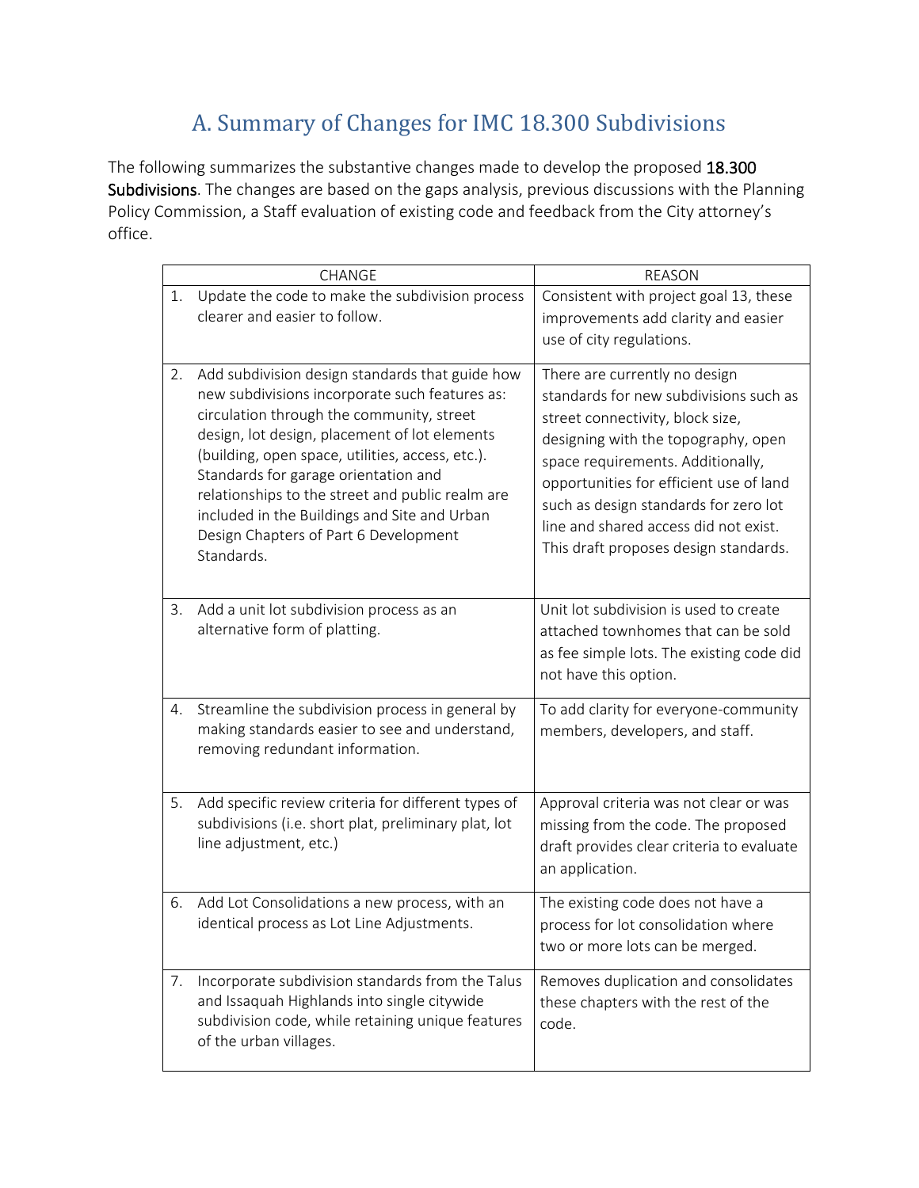## A. Summary of Changes for IMC 18.300 Subdivisions

The following summarizes the substantive changes made to develop the proposed 18.300 Subdivisions. The changes are based on the gaps analysis, previous discussions with the Planning Policy Commission, a Staff evaluation of existing code and feedback from the City attorney's office.

| CHANGE | REASON |
|---|---|
| 1. Update the code to make the subdivision process clearer and easier to follow. | Consistent with project goal 13, these improvements add clarity and easier use of city regulations. |
| 2. Add subdivision design standards that guide how new subdivisions incorporate such features as: circulation through the community, street design, lot design, placement of lot elements (building, open space, utilities, access, etc.). Standards for garage orientation and relationships to the street and public realm are included in the Buildings and Site and Urban Design Chapters of Part 6 Development Standards. | There are currently no design standards for new subdivisions such as street connectivity, block size, designing with the topography, open space requirements. Additionally, opportunities for efficient use of land such as design standards for zero lot line and shared access did not exist. This draft proposes design standards. |
| 3. Add a unit lot subdivision process as an alternative form of platting. | Unit lot subdivision is used to create attached townhomes that can be sold as fee simple lots. The existing code did not have this option. |
| 4. Streamline the subdivision process in general by making standards easier to see and understand, removing redundant information. | To add clarity for everyone-community members, developers, and staff. |
| 5. Add specific review criteria for different types of subdivisions (i.e. short plat, preliminary plat, lot line adjustment, etc.) | Approval criteria was not clear or was missing from the code. The proposed draft provides clear criteria to evaluate an application. |
| 6. Add Lot Consolidations a new process, with an identical process as Lot Line Adjustments. | The existing code does not have a process for lot consolidation where two or more lots can be merged. |
| 7. Incorporate subdivision standards from the Talus and Issaquah Highlands into single citywide subdivision code, while retaining unique features of the urban villages. | Removes duplication and consolidates these chapters with the rest of the code. |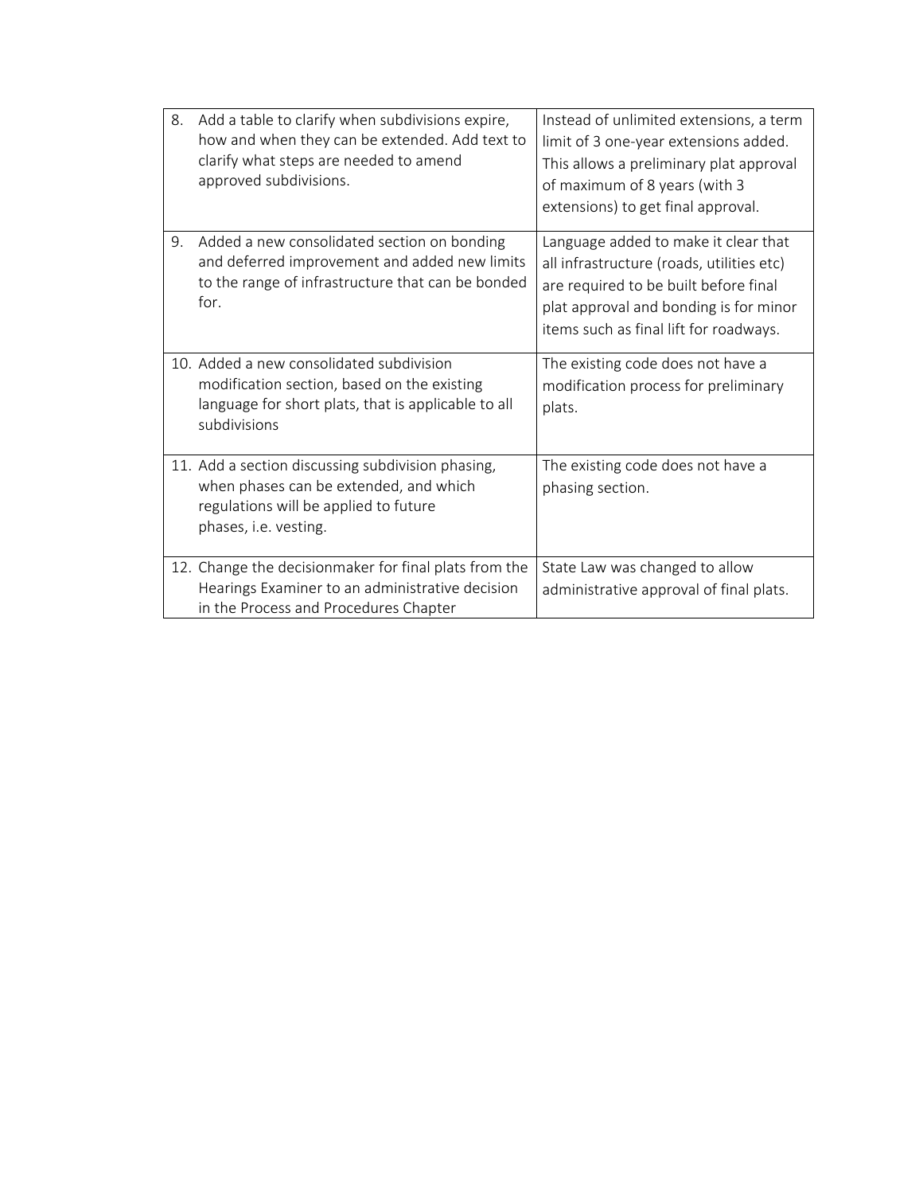| | |
|---|---|
| 8. Add a table to clarify when subdivisions expire, how and when they can be extended. Add text to clarify what steps are needed to amend approved subdivisions. | Instead of unlimited extensions, a term limit of 3 one-year extensions added. This allows a preliminary plat approval of maximum of 8 years (with 3 extensions) to get final approval. |
| 9. Added a new consolidated section on bonding and deferred improvement and added new limits to the range of infrastructure that can be bonded for. | Language added to make it clear that all infrastructure (roads, utilities etc) are required to be built before final plat approval and bonding is for minor items such as final lift for roadways. |
| 10. Added a new consolidated subdivision modification section, based on the existing language for short plats, that is applicable to all subdivisions | The existing code does not have a modification process for preliminary plats. |
| 11. Add a section discussing subdivision phasing, when phases can be extended, and which regulations will be applied to future phases, i.e. vesting. | The existing code does not have a phasing section. |
| 12. Change the decisionmaker for final plats from the Hearings Examiner to an administrative decision in the Process and Procedures Chapter | State Law was changed to allow administrative approval of final plats. |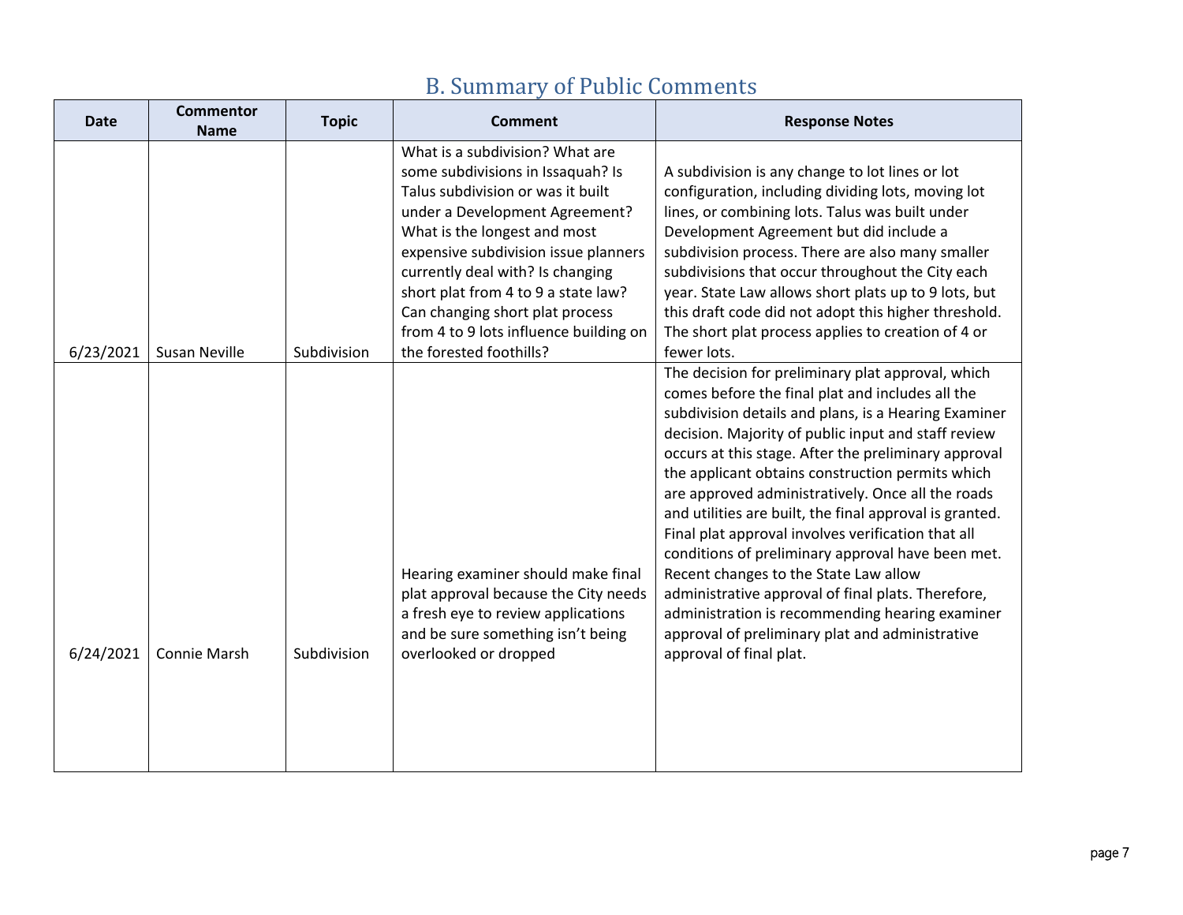## B. Summary of Public Comments

| Date | Commentor Name | Topic | Comment | Response Notes |
|---|---|---|---|---|
| 6/23/2021 | Susan Neville | Subdivision | What is a subdivision? What are some subdivisions in Issaquah? Is Talus subdivision or was it built under a Development Agreement? What is the longest and most expensive subdivision issue planners currently deal with? Is changing short plat from 4 to 9 a state law? Can changing short plat process from 4 to 9 lots influence building on the forested foothills? | A subdivision is any change to lot lines or lot configuration, including dividing lots, moving lot lines, or combining lots. Talus was built under Development Agreement but did include a subdivision process. There are also many smaller subdivisions that occur throughout the City each year. State Law allows short plats up to 9 lots, but this draft code did not adopt this higher threshold. The short plat process applies to creation of 4 or fewer lots. |
| 6/24/2021 | Connie Marsh | Subdivision | Hearing examiner should make final plat approval because the City needs a fresh eye to review applications and be sure something isn't being overlooked or dropped | The decision for preliminary plat approval, which comes before the final plat and includes all the subdivision details and plans, is a Hearing Examiner decision. Majority of public input and staff review occurs at this stage. After the preliminary approval the applicant obtains construction permits which are approved administratively. Once all the roads and utilities are built, the final approval is granted. Final plat approval involves verification that all conditions of preliminary approval have been met. Recent changes to the State Law allow administrative approval of final plats. Therefore, administration is recommending hearing examiner approval of preliminary plat and administrative approval of final plat. |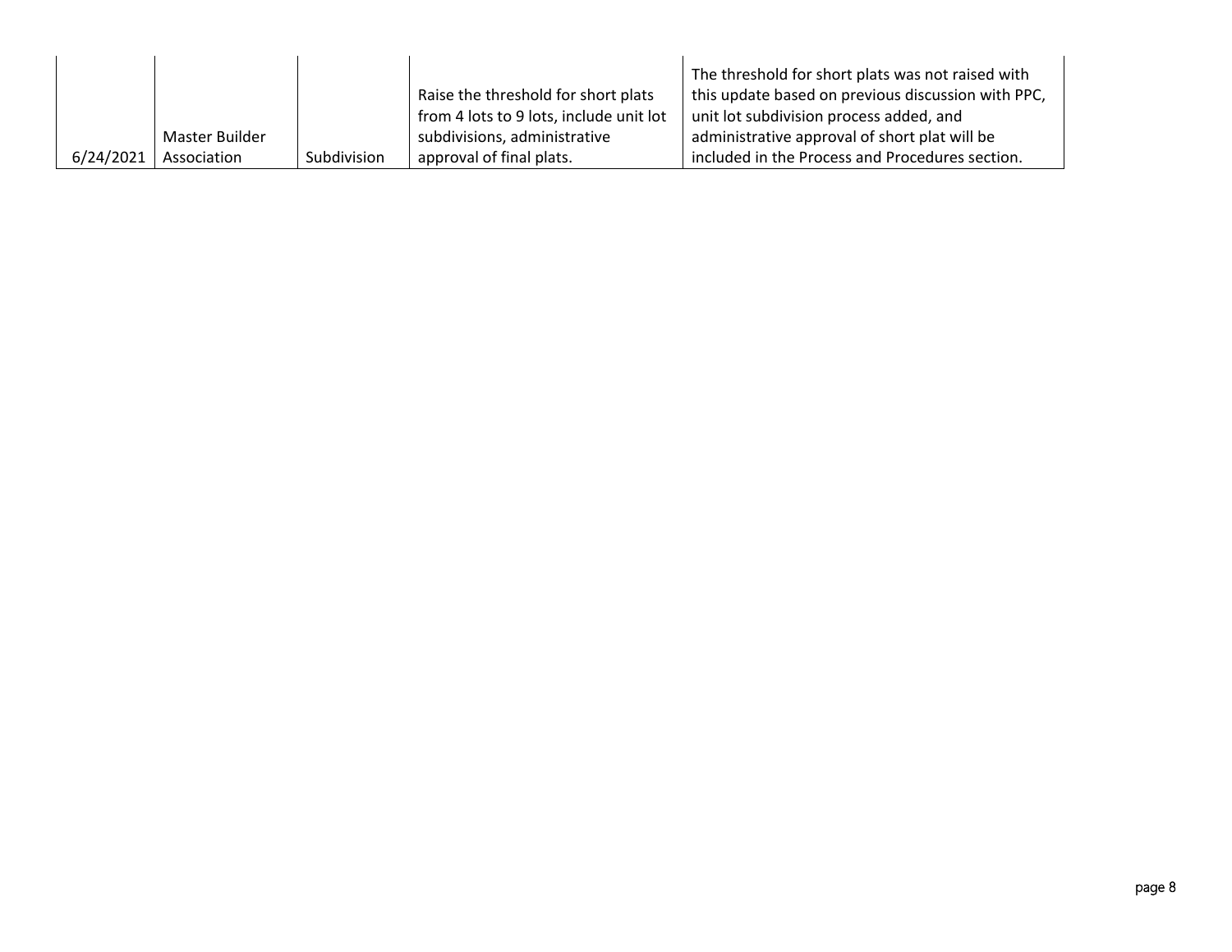| | | | | |
|---|---|---|---|---|
| 6/24/2021 | Master Builder Association | Subdivision | Raise the threshold for short plats from 4 lots to 9 lots, include unit lot subdivisions, administrative approval of final plats. | The threshold for short plats was not raised with this update based on previous discussion with PPC, unit lot subdivision process added, and administrative approval of short plat will be included in the Process and Procedures section. |